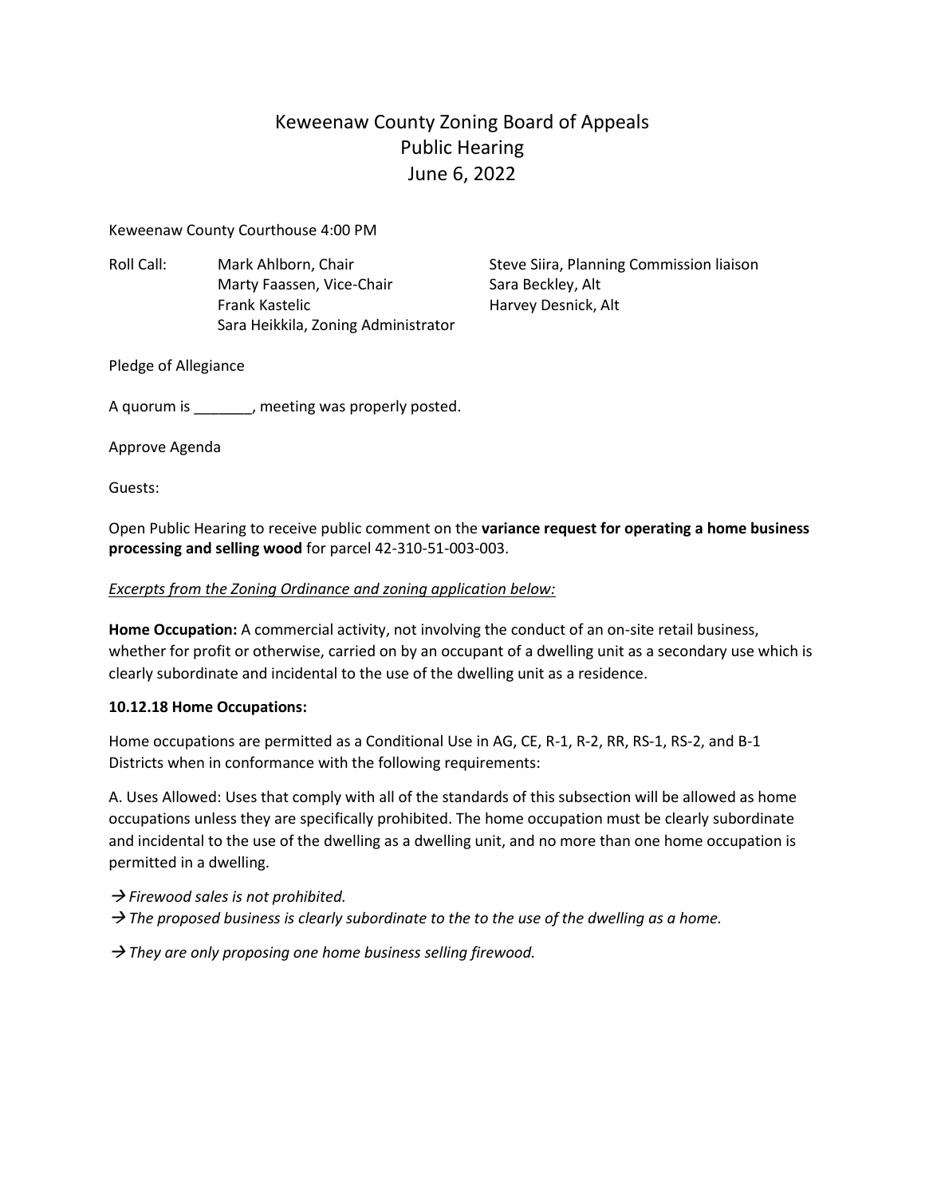# Keweenaw County Zoning Board of Appeals
## Public Hearing
## June 6, 2022

Keweenaw County Courthouse 4:00 PM

Roll Call: Mark Ahlborn, Chair
Marty Faassen, Vice-Chair
Frank Kastelic
Sara Heikkila, Zoning Administrator
Steve Siira, Planning Commission liaison
Sara Beckley, Alt
Harvey Desnick, Alt

Pledge of Allegiance

A quorum is _______, meeting was properly posted.

Approve Agenda

Guests:

Open Public Hearing to receive public comment on the **variance request for operating a home business processing and selling wood** for parcel 42-310-51-003-003.

*Excerpts from the Zoning Ordinance and zoning application below:*

**Home Occupation:** A commercial activity, not involving the conduct of an on-site retail business, whether for profit or otherwise, carried on by an occupant of a dwelling unit as a secondary use which is clearly subordinate and incidental to the use of the dwelling unit as a residence.

**10.12.18 Home Occupations:**

Home occupations are permitted as a Conditional Use in AG, CE, R-1, R-2, RR, RS-1, RS-2, and B-1 Districts when in conformance with the following requirements:

A. Uses Allowed: Uses that comply with all of the standards of this subsection will be allowed as home occupations unless they are specifically prohibited. The home occupation must be clearly subordinate and incidental to the use of the dwelling as a dwelling unit, and no more than one home occupation is permitted in a dwelling.

→ *Firewood sales is not prohibited.*

→ *The proposed business is clearly subordinate to the to the use of the dwelling as a home.*

→ *They are only proposing one home business selling firewood.*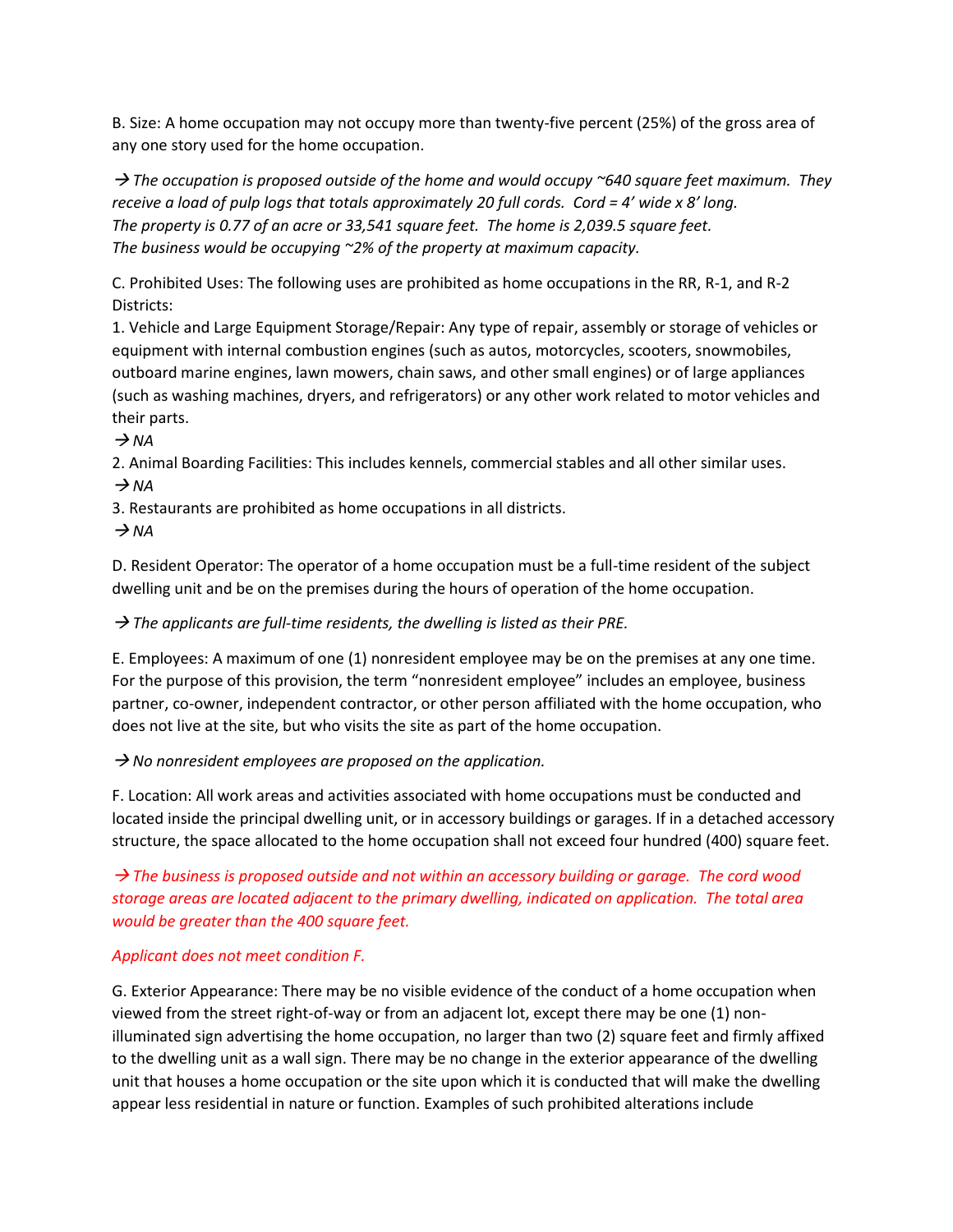B. Size: A home occupation may not occupy more than twenty-five percent (25%) of the gross area of any one story used for the home occupation.

→ *The occupation is proposed outside of the home and would occupy ~640 square feet maximum. They receive a load of pulp logs that totals approximately 20 full cords. Cord = 4' wide x 8' long. The property is 0.77 of an acre or 33,541 square feet. The home is 2,039.5 square feet. The business would be occupying ~2% of the property at maximum capacity.*

C. Prohibited Uses: The following uses are prohibited as home occupations in the RR, R-1, and R-2 Districts:

1. Vehicle and Large Equipment Storage/Repair: Any type of repair, assembly or storage of vehicles or equipment with internal combustion engines (such as autos, motorcycles, scooters, snowmobiles, outboard marine engines, lawn mowers, chain saws, and other small engines) or of large appliances (such as washing machines, dryers, and refrigerators) or any other work related to motor vehicles and their parts.
   → *NA*
2. Animal Boarding Facilities: This includes kennels, commercial stables and all other similar uses.
   → *NA*
3. Restaurants are prohibited as home occupations in all districts.
   → *NA*

D. Resident Operator: The operator of a home occupation must be a full-time resident of the subject dwelling unit and be on the premises during the hours of operation of the home occupation.

→ *The applicants are full-time residents, the dwelling is listed as their PRE.*

E. Employees: A maximum of one (1) nonresident employee may be on the premises at any one time. For the purpose of this provision, the term "nonresident employee" includes an employee, business partner, co-owner, independent contractor, or other person affiliated with the home occupation, who does not live at the site, but who visits the site as part of the home occupation.

→ *No nonresident employees are proposed on the application.*

F. Location: All work areas and activities associated with home occupations must be conducted and located inside the principal dwelling unit, or in accessory buildings or garages. If in a detached accessory structure, the space allocated to the home occupation shall not exceed four hundred (400) square feet.

→ *The business is proposed outside and not within an accessory building or garage. The cord wood storage areas are located adjacent to the primary dwelling, indicated on application. The total area would be greater than the 400 square feet.*

*Applicant does not meet condition F.*

G. Exterior Appearance: There may be no visible evidence of the conduct of a home occupation when viewed from the street right-of-way or from an adjacent lot, except there may be one (1) non-illuminated sign advertising the home occupation, no larger than two (2) square feet and firmly affixed to the dwelling unit as a wall sign. There may be no change in the exterior appearance of the dwelling unit that houses a home occupation or the site upon which it is conducted that will make the dwelling appear less residential in nature or function. Examples of such prohibited alterations include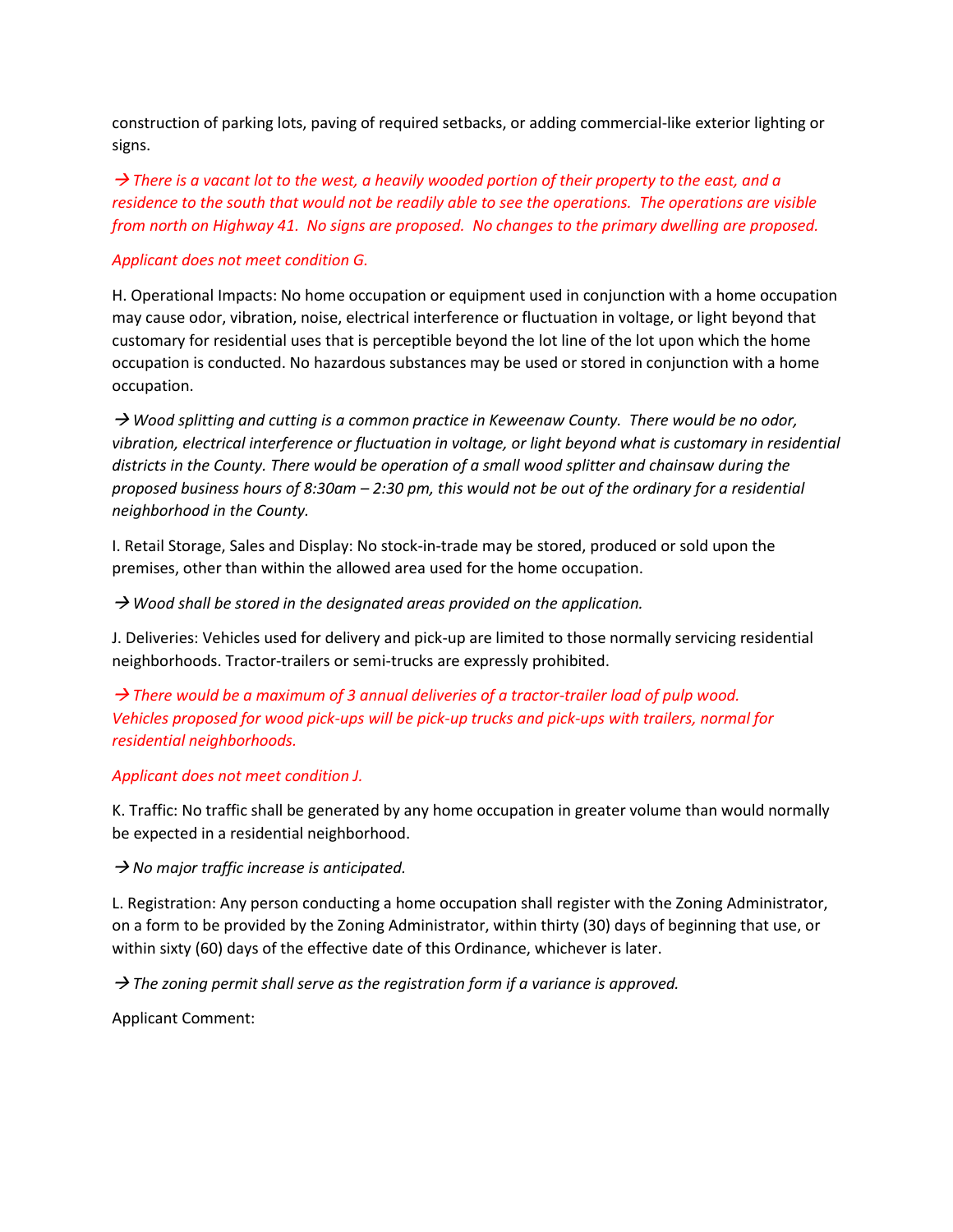construction of parking lots, paving of required setbacks, or adding commercial-like exterior lighting or signs.

*→ There is a vacant lot to the west, a heavily wooded portion of their property to the east, and a residence to the south that would not be readily able to see the operations. The operations are visible from north on Highway 41. No signs are proposed. No changes to the primary dwelling are proposed.*

*Applicant does not meet condition G.*

H. Operational Impacts: No home occupation or equipment used in conjunction with a home occupation may cause odor, vibration, noise, electrical interference or fluctuation in voltage, or light beyond that customary for residential uses that is perceptible beyond the lot line of the lot upon which the home occupation is conducted. No hazardous substances may be used or stored in conjunction with a home occupation.

*→ Wood splitting and cutting is a common practice in Keweenaw County. There would be no odor, vibration, electrical interference or fluctuation in voltage, or light beyond what is customary in residential districts in the County. There would be operation of a small wood splitter and chainsaw during the proposed business hours of 8:30am – 2:30 pm, this would not be out of the ordinary for a residential neighborhood in the County.*

I. Retail Storage, Sales and Display: No stock-in-trade may be stored, produced or sold upon the premises, other than within the allowed area used for the home occupation.

*→ Wood shall be stored in the designated areas provided on the application.*

J. Deliveries: Vehicles used for delivery and pick-up are limited to those normally servicing residential neighborhoods. Tractor-trailers or semi-trucks are expressly prohibited.

*→ There would be a maximum of 3 annual deliveries of a tractor-trailer load of pulp wood. Vehicles proposed for wood pick-ups will be pick-up trucks and pick-ups with trailers, normal for residential neighborhoods.*

*Applicant does not meet condition J.*

K. Traffic: No traffic shall be generated by any home occupation in greater volume than would normally be expected in a residential neighborhood.

*→ No major traffic increase is anticipated.*

L. Registration: Any person conducting a home occupation shall register with the Zoning Administrator, on a form to be provided by the Zoning Administrator, within thirty (30) days of beginning that use, or within sixty (60) days of the effective date of this Ordinance, whichever is later.

*→ The zoning permit shall serve as the registration form if a variance is approved.*

Applicant Comment: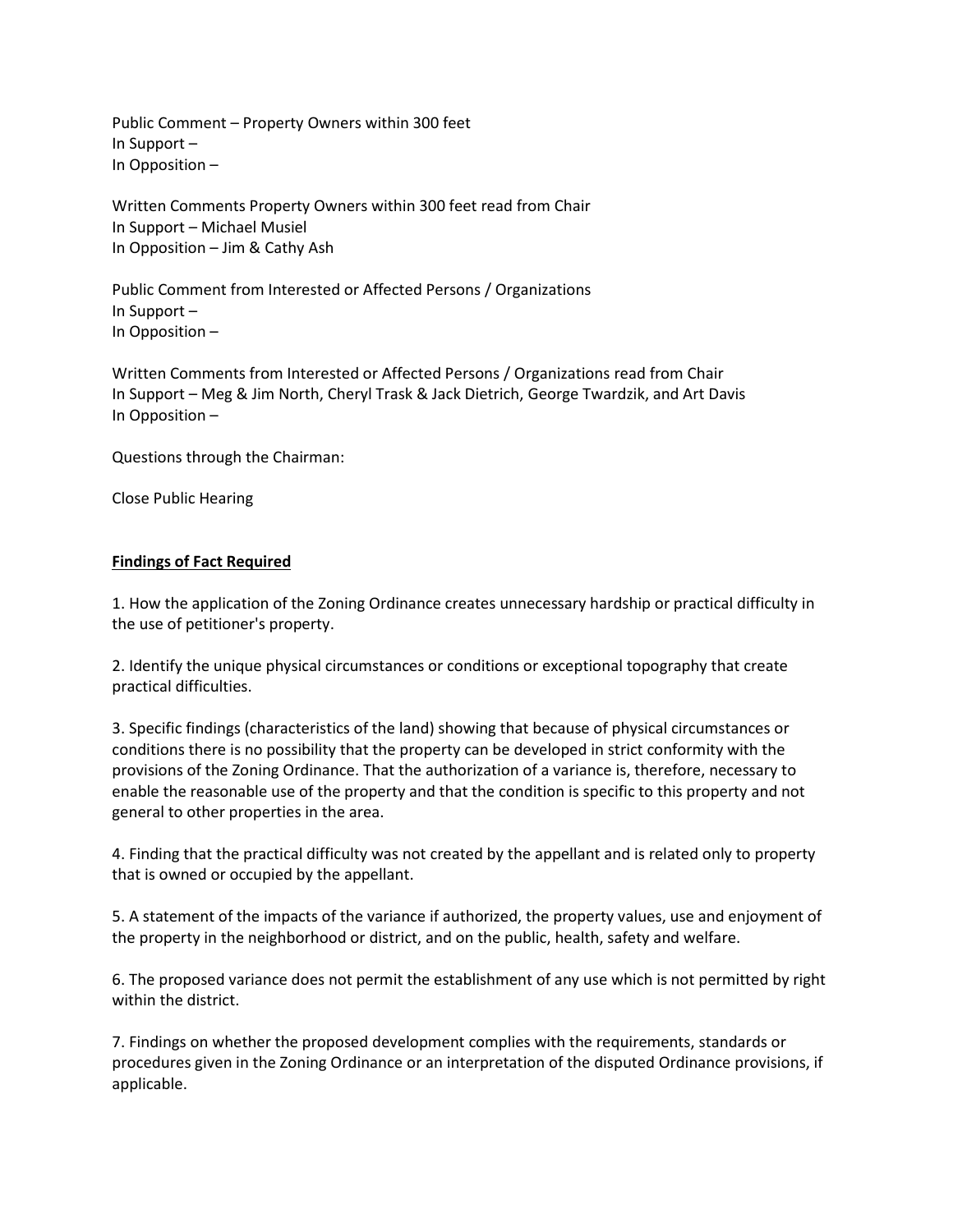Public Comment – Property Owners within 300 feet
In Support –
In Opposition –

Written Comments Property Owners within 300 feet read from Chair
In Support – Michael Musiel
In Opposition – Jim & Cathy Ash

Public Comment from Interested or Affected Persons / Organizations
In Support –
In Opposition –

Written Comments from Interested or Affected Persons / Organizations read from Chair
In Support – Meg & Jim North, Cheryl Trask & Jack Dietrich, George Twardzik, and Art Davis
In Opposition –

Questions through the Chairman:

Close Public Hearing

**Findings of Fact Required**

1. How the application of the Zoning Ordinance creates unnecessary hardship or practical difficulty in the use of petitioner's property.

2. Identify the unique physical circumstances or conditions or exceptional topography that create practical difficulties.

3. Specific findings (characteristics of the land) showing that because of physical circumstances or conditions there is no possibility that the property can be developed in strict conformity with the provisions of the Zoning Ordinance. That the authorization of a variance is, therefore, necessary to enable the reasonable use of the property and that the condition is specific to this property and not general to other properties in the area.

4. Finding that the practical difficulty was not created by the appellant and is related only to property that is owned or occupied by the appellant.

5. A statement of the impacts of the variance if authorized, the property values, use and enjoyment of the property in the neighborhood or district, and on the public, health, safety and welfare.

6. The proposed variance does not permit the establishment of any use which is not permitted by right within the district.

7. Findings on whether the proposed development complies with the requirements, standards or procedures given in the Zoning Ordinance or an interpretation of the disputed Ordinance provisions, if applicable.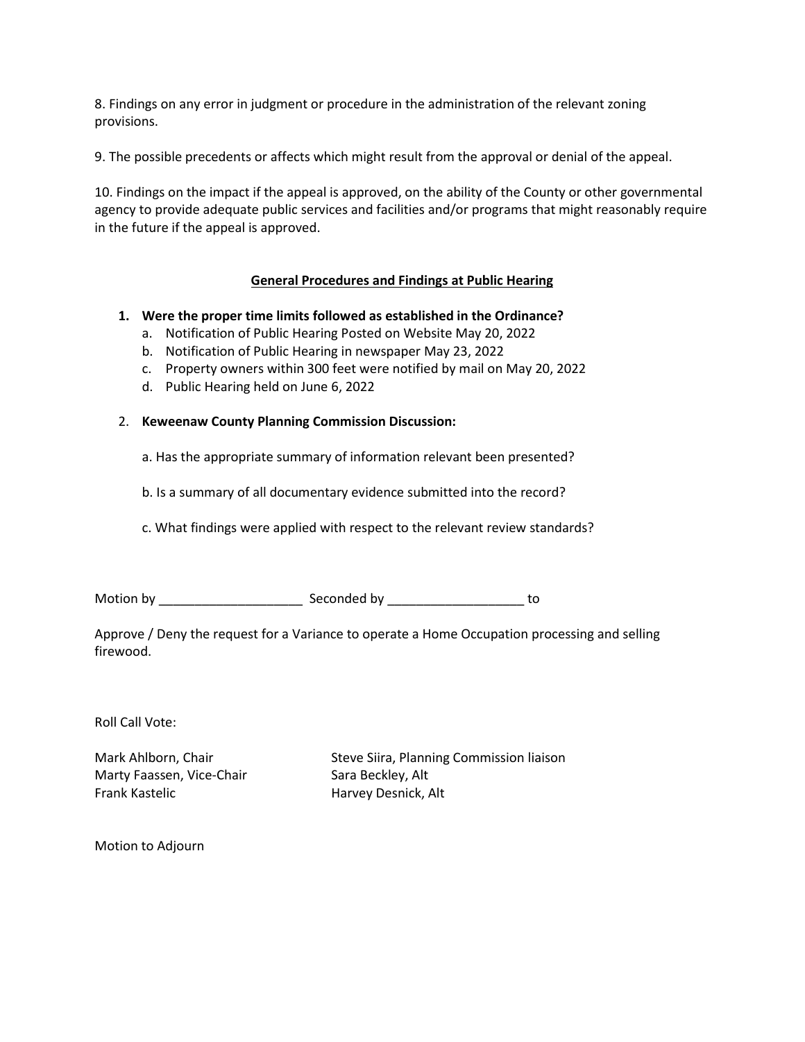8. Findings on any error in judgment or procedure in the administration of the relevant zoning provisions.

9. The possible precedents or affects which might result from the approval or denial of the appeal.

10. Findings on the impact if the appeal is approved, on the ability of the County or other governmental agency to provide adequate public services and facilities and/or programs that might reasonably require in the future if the appeal is approved.

## General Procedures and Findings at Public Hearing

1. **Were the proper time limits followed as established in the Ordinance?**
   a. Notification of Public Hearing Posted on Website May 20, 2022
   b. Notification of Public Hearing in newspaper May 23, 2022
   c. Property owners within 300 feet were notified by mail on May 20, 2022
   d. Public Hearing held on June 6, 2022

2. **Keweenaw County Planning Commission Discussion:**

   a. Has the appropriate summary of information relevant been presented?

   b. Is a summary of all documentary evidence submitted into the record?

   c. What findings were applied with respect to the relevant review standards?

Motion by ____________________ Seconded by ___________________ to

Approve / Deny the request for a Variance to operate a Home Occupation processing and selling firewood.

Roll Call Vote:

Mark Ahlborn, Chair
Marty Faassen, Vice-Chair
Frank Kastelic
Steve Siira, Planning Commission liaison
Sara Beckley, Alt
Harvey Desnick, Alt

Motion to Adjourn